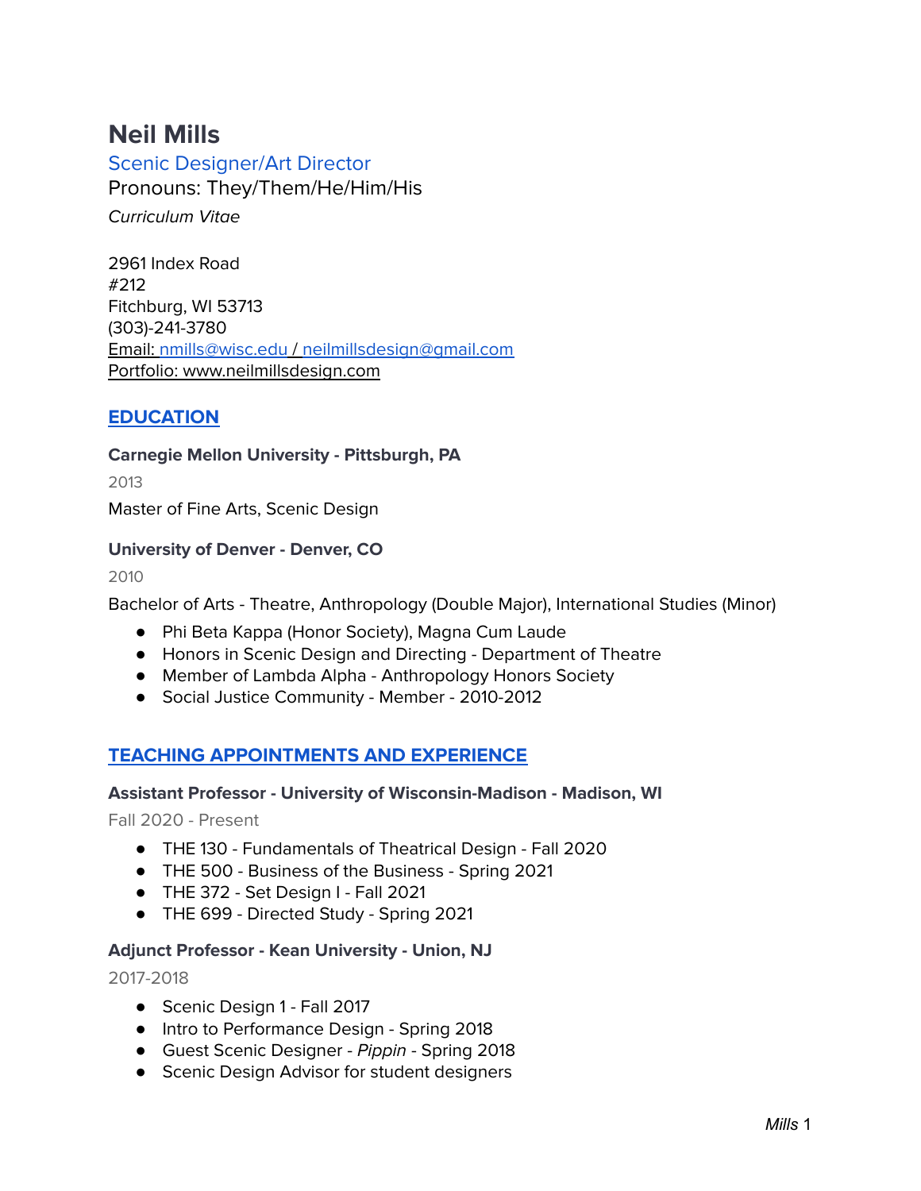# Neil Mills

Scenic Designer/Art Director

Pronouns: They/Them/He/Him/His

*Curriculum Vitae*

2961 Index Road
#212
Fitchburg, WI 53713
(303)-241-3780
Email: nmills@wisc.edu / neilmillsdesign@gmail.com
Portfolio: www.neilmillsdesign.com

## EDUCATION

**Carnegie Mellon University - Pittsburgh, PA**

2013

Master of Fine Arts, Scenic Design

**University of Denver - Denver, CO**

2010

Bachelor of Arts - Theatre, Anthropology (Double Major), International Studies (Minor)

- Phi Beta Kappa (Honor Society), Magna Cum Laude
- Honors in Scenic Design and Directing - Department of Theatre
- Member of Lambda Alpha - Anthropology Honors Society
- Social Justice Community - Member - 2010-2012

## TEACHING APPOINTMENTS AND EXPERIENCE

**Assistant Professor - University of Wisconsin-Madison - Madison, WI**

Fall 2020 - Present

- THE 130 - Fundamentals of Theatrical Design - Fall 2020
- THE 500 - Business of the Business - Spring 2021
- THE 372 - Set Design I - Fall 2021
- THE 699 - Directed Study - Spring 2021

**Adjunct Professor - Kean University - Union, NJ**

2017-2018

- Scenic Design 1 - Fall 2017
- Intro to Performance Design - Spring 2018
- Guest Scenic Designer - *Pippin* - Spring 2018
- Scenic Design Advisor for student designers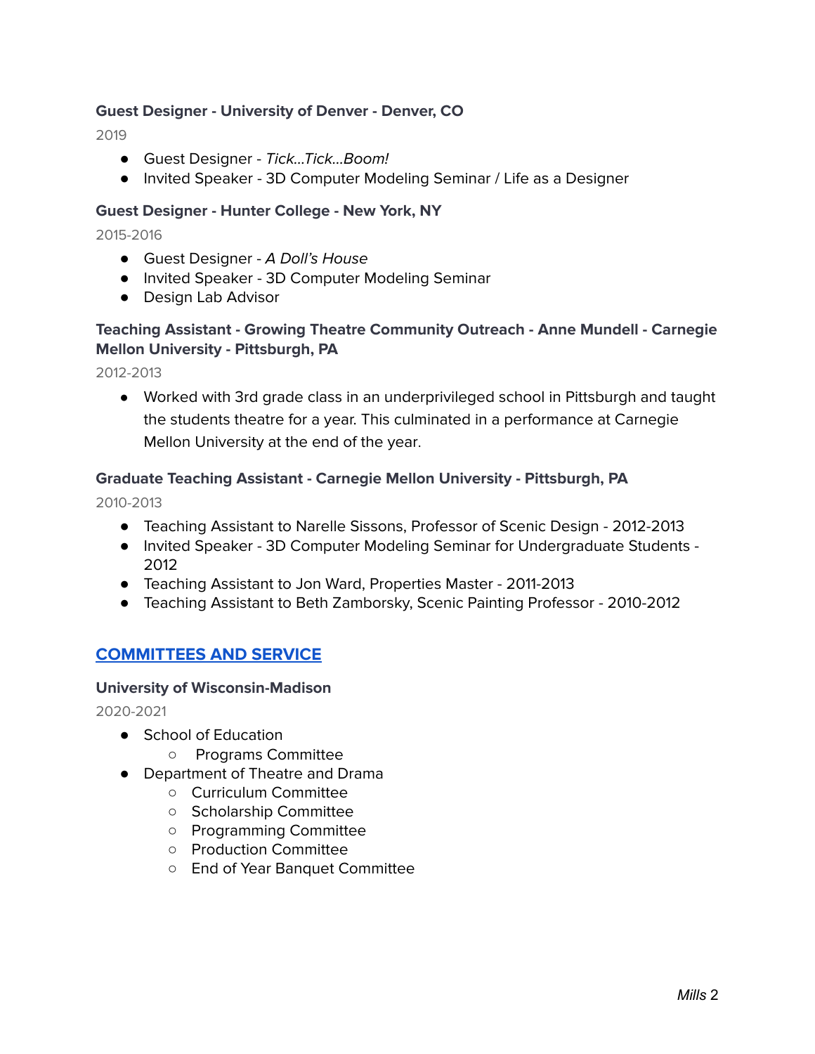**Guest Designer - University of Denver - Denver, CO**

2019

- Guest Designer - *Tick...Tick...Boom!*
- Invited Speaker - 3D Computer Modeling Seminar / Life as a Designer

**Guest Designer - Hunter College - New York, NY**

2015-2016

- Guest Designer - *A Doll's House*
- Invited Speaker - 3D Computer Modeling Seminar
- Design Lab Advisor

**Teaching Assistant - Growing Theatre Community Outreach - Anne Mundell - Carnegie Mellon University - Pittsburgh, PA**

2012-2013

- Worked with 3rd grade class in an underprivileged school in Pittsburgh and taught the students theatre for a year. This culminated in a performance at Carnegie Mellon University at the end of the year.

**Graduate Teaching Assistant - Carnegie Mellon University - Pittsburgh, PA**

2010-2013

- Teaching Assistant to Narelle Sissons, Professor of Scenic Design - 2012-2013
- Invited Speaker - 3D Computer Modeling Seminar for Undergraduate Students - 2012
- Teaching Assistant to Jon Ward, Properties Master - 2011-2013
- Teaching Assistant to Beth Zamborsky, Scenic Painting Professor - 2010-2012

## COMMITTEES AND SERVICE

**University of Wisconsin-Madison**

2020-2021

- School of Education
  - Programs Committee
- Department of Theatre and Drama
  - Curriculum Committee
  - Scholarship Committee
  - Programming Committee
  - Production Committee
  - End of Year Banquet Committee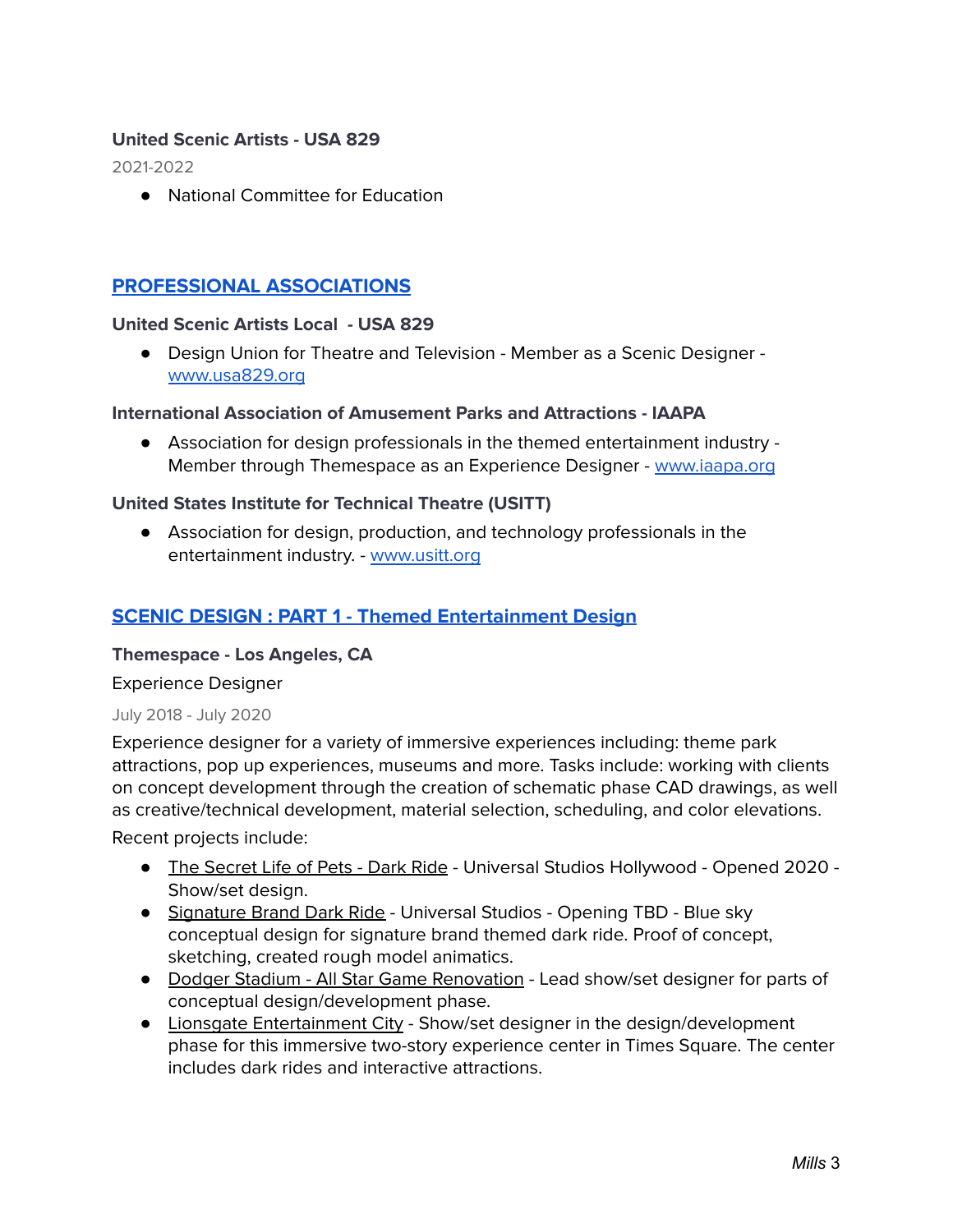**United Scenic Artists - USA 829**

2021-2022

- National Committee for Education

## PROFESSIONAL ASSOCIATIONS

**United Scenic Artists Local - USA 829**

- Design Union for Theatre and Television - Member as a Scenic Designer - www.usa829.org

**International Association of Amusement Parks and Attractions - IAAPA**

- Association for design professionals in the themed entertainment industry - Member through Themespace as an Experience Designer - www.iaapa.org

**United States Institute for Technical Theatre (USITT)**

- Association for design, production, and technology professionals in the entertainment industry. - www.usitt.org

## SCENIC DESIGN : PART 1 - Themed Entertainment Design

**Themespace - Los Angeles, CA**

Experience Designer

July 2018 - July 2020

Experience designer for a variety of immersive experiences including: theme park attractions, pop up experiences, museums and more. Tasks include: working with clients on concept development through the creation of schematic phase CAD drawings, as well as creative/technical development, material selection, scheduling, and color elevations.

Recent projects include:

- The Secret Life of Pets - Dark Ride - Universal Studios Hollywood - Opened 2020 - Show/set design.
- Signature Brand Dark Ride - Universal Studios - Opening TBD - Blue sky conceptual design for signature brand themed dark ride. Proof of concept, sketching, created rough model animatics.
- Dodger Stadium - All Star Game Renovation - Lead show/set designer for parts of conceptual design/development phase.
- Lionsgate Entertainment City - Show/set designer in the design/development phase for this immersive two-story experience center in Times Square. The center includes dark rides and interactive attractions.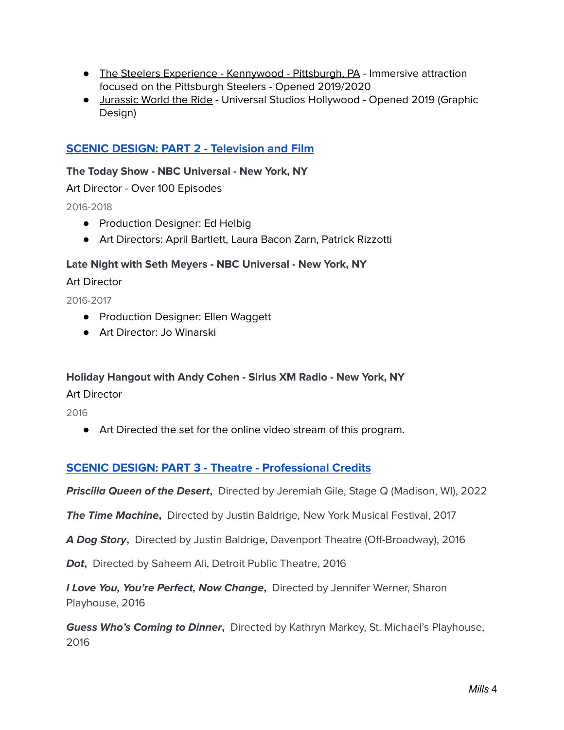- The Steelers Experience - Kennywood - Pittsburgh, PA - Immersive attraction focused on the Pittsburgh Steelers - Opened 2019/2020
- Jurassic World the Ride - Universal Studios Hollywood - Opened 2019 (Graphic Design)

## SCENIC DESIGN: PART 2 - Television and Film

**The Today Show - NBC Universal - New York, NY**

Art Director - Over 100 Episodes

2016-2018

- Production Designer: Ed Helbig
- Art Directors: April Bartlett, Laura Bacon Zarn, Patrick Rizzotti

**Late Night with Seth Meyers - NBC Universal - New York, NY**

Art Director

2016-2017

- Production Designer: Ellen Waggett
- Art Director: Jo Winarski

**Holiday Hangout with Andy Cohen - Sirius XM Radio - New York, NY**

Art Director

2016

- Art Directed the set for the online video stream of this program.

## SCENIC DESIGN: PART 3 - Theatre - Professional Credits

***Priscilla Queen of the Desert*,** Directed by Jeremiah Gile, Stage Q (Madison, WI), 2022

***The Time Machine*,** Directed by Justin Baldrige, New York Musical Festival, 2017

***A Dog Story*,** Directed by Justin Baldrige, Davenport Theatre (Off-Broadway), 2016

***Dot*,** Directed by Saheem Ali, Detroit Public Theatre, 2016

***I Love You, You're Perfect, Now Change*,** Directed by Jennifer Werner, Sharon Playhouse, 2016

***Guess Who's Coming to Dinner*,** Directed by Kathryn Markey, St. Michael's Playhouse, 2016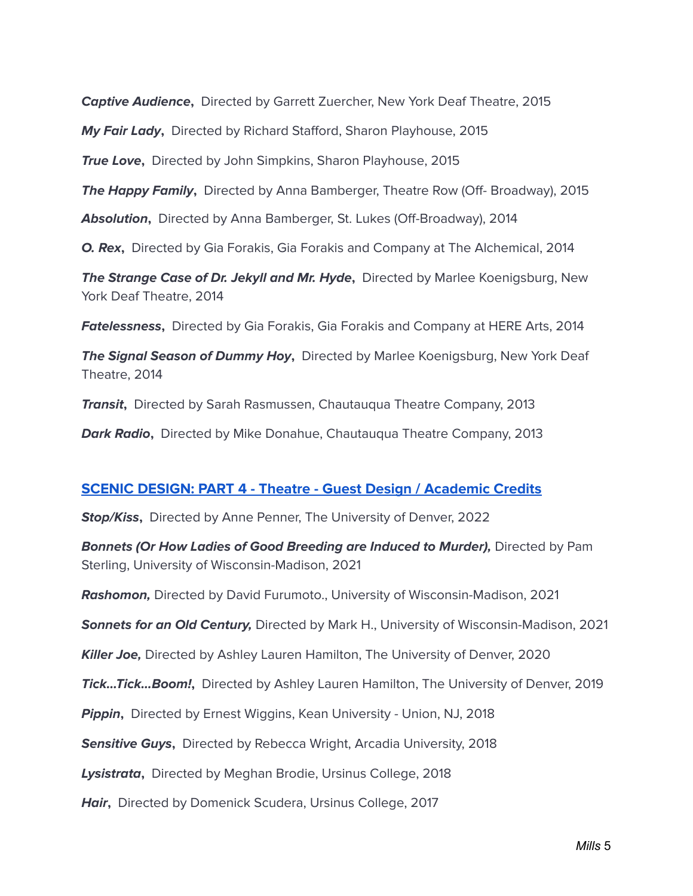***Captive Audience*****,** Directed by Garrett Zuercher, New York Deaf Theatre, 2015

***My Fair Lady*****,** Directed by Richard Stafford, Sharon Playhouse, 2015

***True Love*****,** Directed by John Simpkins, Sharon Playhouse, 2015

***The Happy Family*****,** Directed by Anna Bamberger, Theatre Row (Off- Broadway), 2015

***Absolution*****,** Directed by Anna Bamberger, St. Lukes (Off-Broadway), 2014

***O. Rex*****,** Directed by Gia Forakis, Gia Forakis and Company at The Alchemical, 2014

***The Strange Case of Dr. Jekyll and Mr. Hyde*****,** Directed by Marlee Koenigsburg, New York Deaf Theatre, 2014

***Fatelessness*****,** Directed by Gia Forakis, Gia Forakis and Company at HERE Arts, 2014

***The Signal Season of Dummy Hoy*****,** Directed by Marlee Koenigsburg, New York Deaf Theatre, 2014

***Transit*****,** Directed by Sarah Rasmussen, Chautauqua Theatre Company, 2013

***Dark Radio*****,** Directed by Mike Donahue, Chautauqua Theatre Company, 2013

## SCENIC DESIGN: PART 4 - Theatre - Guest Design / Academic Credits

***Stop/Kiss*****,** Directed by Anne Penner, The University of Denver, 2022

***Bonnets (Or How Ladies of Good Breeding are Induced to Murder),*** Directed by Pam Sterling, University of Wisconsin-Madison, 2021

***Rashomon,*** Directed by David Furumoto., University of Wisconsin-Madison, 2021

***Sonnets for an Old Century,*** Directed by Mark H., University of Wisconsin-Madison, 2021

***Killer Joe,*** Directed by Ashley Lauren Hamilton, The University of Denver, 2020

***Tick...Tick...Boom!*****,** Directed by Ashley Lauren Hamilton, The University of Denver, 2019

***Pippin*****,** Directed by Ernest Wiggins, Kean University - Union, NJ, 2018

***Sensitive Guys*****,** Directed by Rebecca Wright, Arcadia University, 2018

***Lysistrata*****,** Directed by Meghan Brodie, Ursinus College, 2018

***Hair*****,** Directed by Domenick Scudera, Ursinus College, 2017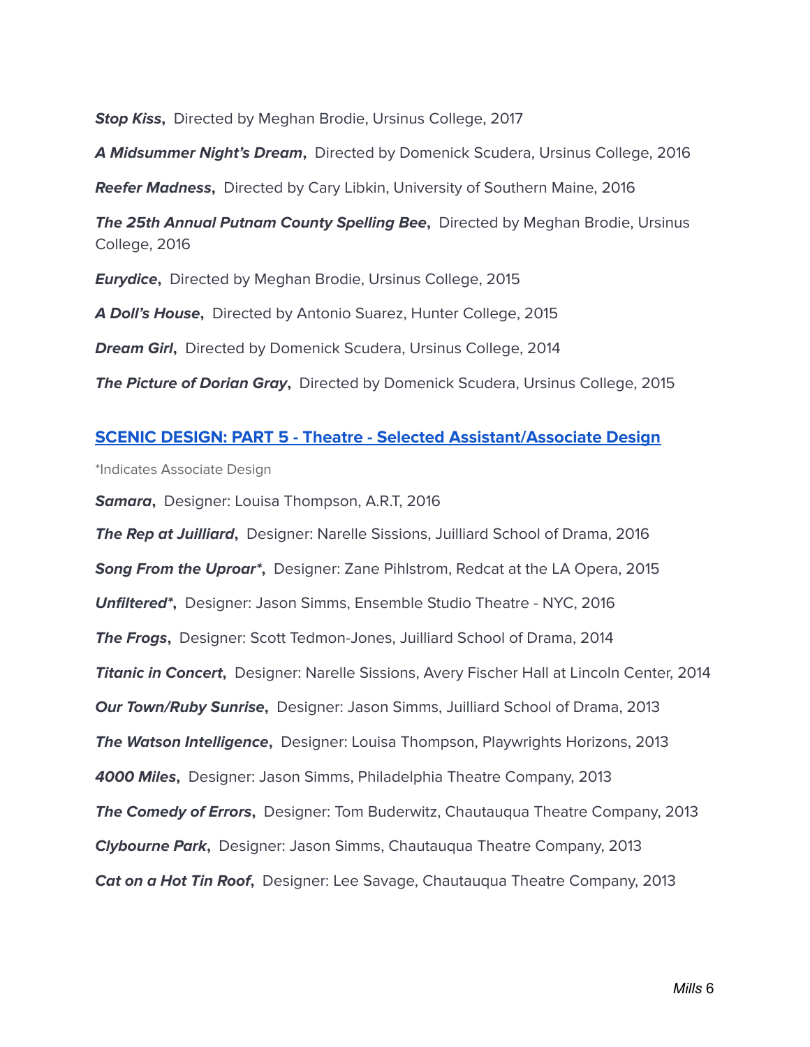***Stop Kiss*****,** Directed by Meghan Brodie, Ursinus College, 2017

***A Midsummer Night's Dream*****,** Directed by Domenick Scudera, Ursinus College, 2016

***Reefer Madness*****,** Directed by Cary Libkin, University of Southern Maine, 2016

***The 25th Annual Putnam County Spelling Bee*****,** Directed by Meghan Brodie, Ursinus College, 2016

***Eurydice*****,** Directed by Meghan Brodie, Ursinus College, 2015

***A Doll's House*****,** Directed by Antonio Suarez, Hunter College, 2015

***Dream Girl*****,** Directed by Domenick Scudera, Ursinus College, 2014

***The Picture of Dorian Gray*****,** Directed by Domenick Scudera, Ursinus College, 2015

## SCENIC DESIGN: PART 5 - Theatre - Selected Assistant/Associate Design

*Indicates Associate Design

***Samara*****,** Designer: Louisa Thompson, A.R.T, 2016

***The Rep at Juilliard*****,** Designer: Narelle Sissions, Juilliard School of Drama, 2016

***Song From the Uproar*\*****,** Designer: Zane Pihlstrom, Redcat at the LA Opera, 2015

***Unfiltered*\*****,** Designer: Jason Simms, Ensemble Studio Theatre - NYC, 2016

***The Frogs*****,** Designer: Scott Tedmon-Jones, Juilliard School of Drama, 2014

***Titanic in Concert*****,** Designer: Narelle Sissions, Avery Fischer Hall at Lincoln Center, 2014

***Our Town/Ruby Sunrise*****,** Designer: Jason Simms, Juilliard School of Drama, 2013

***The Watson Intelligence*****,** Designer: Louisa Thompson, Playwrights Horizons, 2013

***4000 Miles*****,** Designer: Jason Simms, Philadelphia Theatre Company, 2013

***The Comedy of Errors*****,** Designer: Tom Buderwitz, Chautauqua Theatre Company, 2013

***Clybourne Park*****,** Designer: Jason Simms, Chautauqua Theatre Company, 2013

***Cat on a Hot Tin Roof*****,** Designer: Lee Savage, Chautauqua Theatre Company, 2013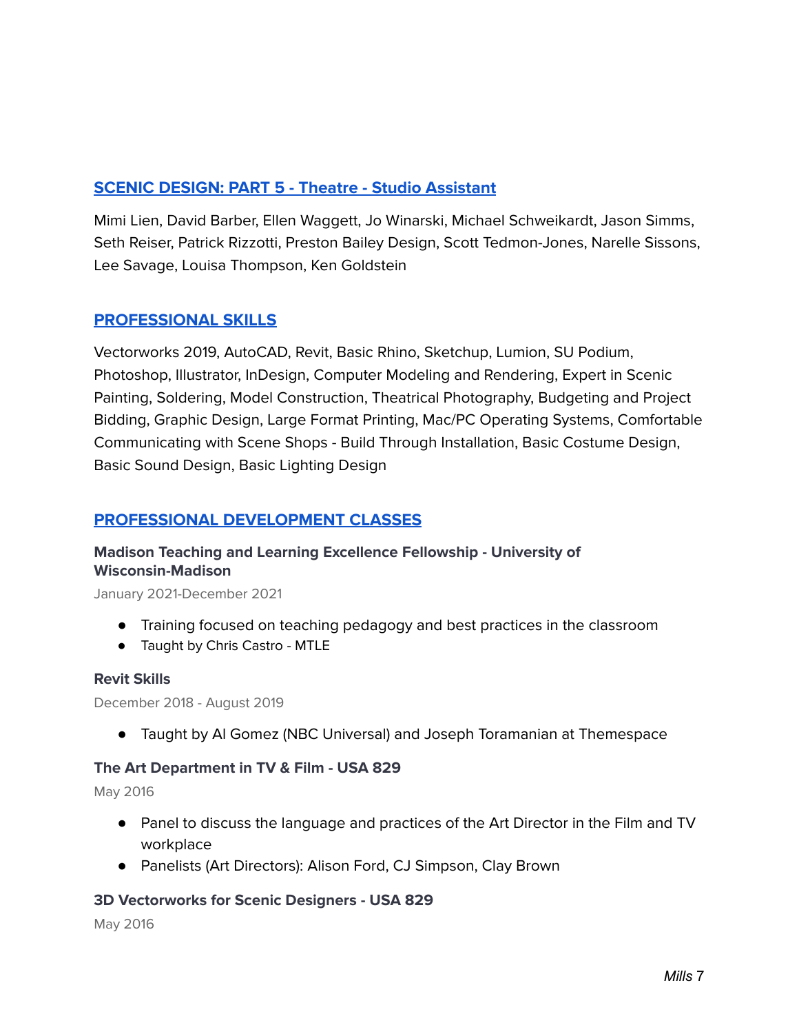## SCENIC DESIGN: PART 5 - Theatre - Studio Assistant

Mimi Lien, David Barber, Ellen Waggett, Jo Winarski, Michael Schweikardt, Jason Simms, Seth Reiser, Patrick Rizzotti, Preston Bailey Design, Scott Tedmon-Jones, Narelle Sissons, Lee Savage, Louisa Thompson, Ken Goldstein

## PROFESSIONAL SKILLS

Vectorworks 2019, AutoCAD, Revit, Basic Rhino, Sketchup, Lumion, SU Podium, Photoshop, Illustrator, InDesign, Computer Modeling and Rendering, Expert in Scenic Painting, Soldering, Model Construction, Theatrical Photography, Budgeting and Project Bidding, Graphic Design, Large Format Printing, Mac/PC Operating Systems, Comfortable Communicating with Scene Shops - Build Through Installation, Basic Costume Design, Basic Sound Design, Basic Lighting Design

## PROFESSIONAL DEVELOPMENT CLASSES

**Madison Teaching and Learning Excellence Fellowship - University of Wisconsin-Madison**

January 2021-December 2021

- Training focused on teaching pedagogy and best practices in the classroom
- Taught by Chris Castro - MTLE

**Revit Skills**

December 2018 - August 2019

- Taught by Al Gomez (NBC Universal) and Joseph Toramanian at Themespace

**The Art Department in TV & Film - USA 829**

May 2016

- Panel to discuss the language and practices of the Art Director in the Film and TV workplace
- Panelists (Art Directors): Alison Ford, CJ Simpson, Clay Brown

**3D Vectorworks for Scenic Designers - USA 829**

May 2016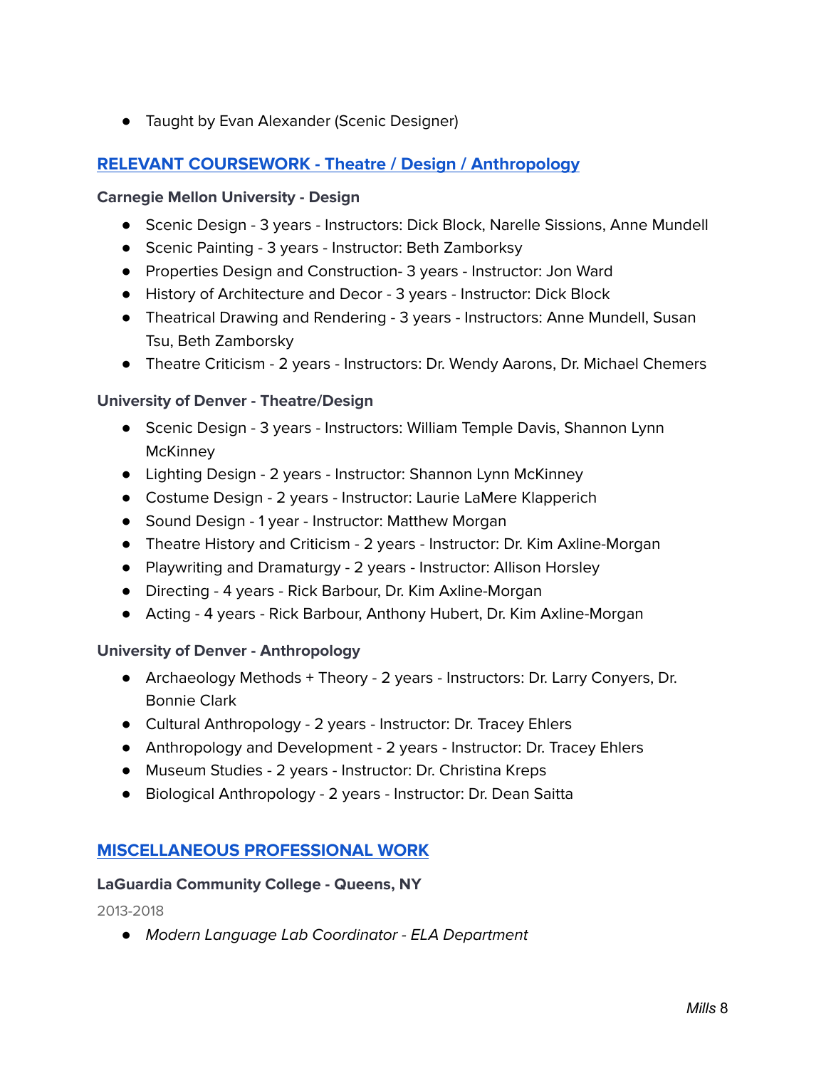- Taught by Evan Alexander (Scenic Designer)

## RELEVANT COURSEWORK - Theatre / Design / Anthropology

**Carnegie Mellon University - Design**

- Scenic Design - 3 years - Instructors: Dick Block, Narelle Sissions, Anne Mundell
- Scenic Painting - 3 years - Instructor: Beth Zamborksy
- Properties Design and Construction- 3 years - Instructor: Jon Ward
- History of Architecture and Decor - 3 years - Instructor: Dick Block
- Theatrical Drawing and Rendering - 3 years - Instructors: Anne Mundell, Susan Tsu, Beth Zamborsky
- Theatre Criticism - 2 years - Instructors: Dr. Wendy Aarons, Dr. Michael Chemers

**University of Denver - Theatre/Design**

- Scenic Design - 3 years - Instructors: William Temple Davis, Shannon Lynn McKinney
- Lighting Design - 2 years - Instructor: Shannon Lynn McKinney
- Costume Design - 2 years - Instructor: Laurie LaMere Klapperich
- Sound Design - 1 year - Instructor: Matthew Morgan
- Theatre History and Criticism - 2 years - Instructor: Dr. Kim Axline-Morgan
- Playwriting and Dramaturgy - 2 years - Instructor: Allison Horsley
- Directing - 4 years - Rick Barbour, Dr. Kim Axline-Morgan
- Acting - 4 years - Rick Barbour, Anthony Hubert, Dr. Kim Axline-Morgan

**University of Denver - Anthropology**

- Archaeology Methods + Theory - 2 years - Instructors: Dr. Larry Conyers, Dr. Bonnie Clark
- Cultural Anthropology - 2 years - Instructor: Dr. Tracey Ehlers
- Anthropology and Development - 2 years - Instructor: Dr. Tracey Ehlers
- Museum Studies - 2 years - Instructor: Dr. Christina Kreps
- Biological Anthropology - 2 years - Instructor: Dr. Dean Saitta

## MISCELLANEOUS PROFESSIONAL WORK

**LaGuardia Community College - Queens, NY**

2013-2018

- *Modern Language Lab Coordinator - ELA Department*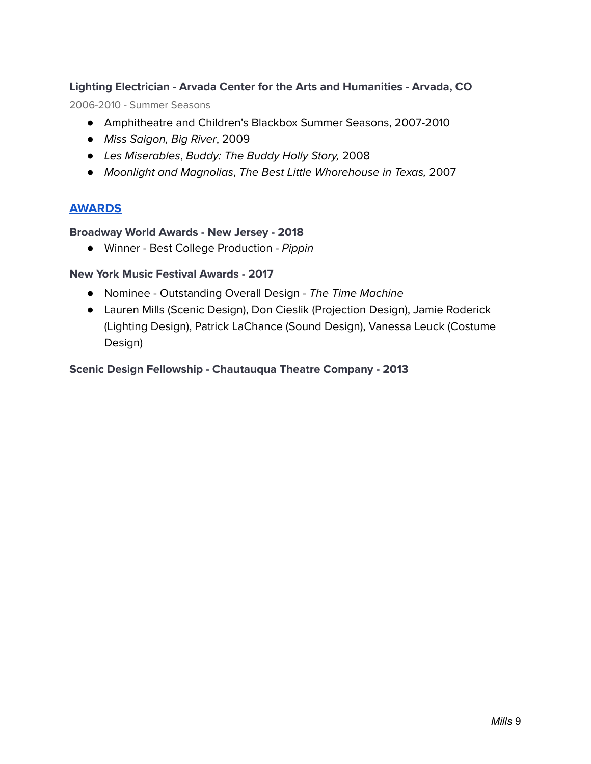**Lighting Electrician - Arvada Center for the Arts and Humanities - Arvada, CO**

2006-2010 - Summer Seasons

- Amphitheatre and Children's Blackbox Summer Seasons, 2007-2010
- *Miss Saigon, Big River*, 2009
- *Les Miserables*, *Buddy: The Buddy Holly Story,* 2008
- *Moonlight and Magnolias*, *The Best Little Whorehouse in Texas,* 2007

## AWARDS

**Broadway World Awards - New Jersey - 2018**

- Winner - Best College Production - *Pippin*

**New York Music Festival Awards - 2017**

- Nominee - Outstanding Overall Design - *The Time Machine*
- Lauren Mills (Scenic Design), Don Cieslik (Projection Design), Jamie Roderick (Lighting Design), Patrick LaChance (Sound Design), Vanessa Leuck (Costume Design)

**Scenic Design Fellowship - Chautauqua Theatre Company - 2013**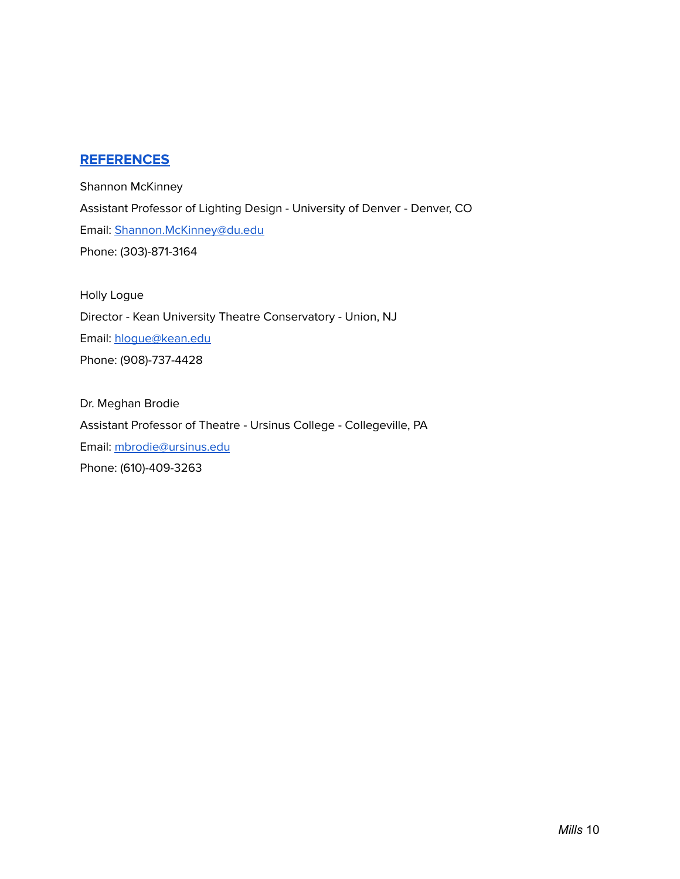## REFERENCES

Shannon McKinney
Assistant Professor of Lighting Design - University of Denver - Denver, CO
Email: Shannon.McKinney@du.edu
Phone: (303)-871-3164

Holly Logue
Director - Kean University Theatre Conservatory - Union, NJ
Email: hlogue@kean.edu
Phone: (908)-737-4428

Dr. Meghan Brodie
Assistant Professor of Theatre - Ursinus College - Collegeville, PA
Email: mbrodie@ursinus.edu
Phone: (610)-409-3263